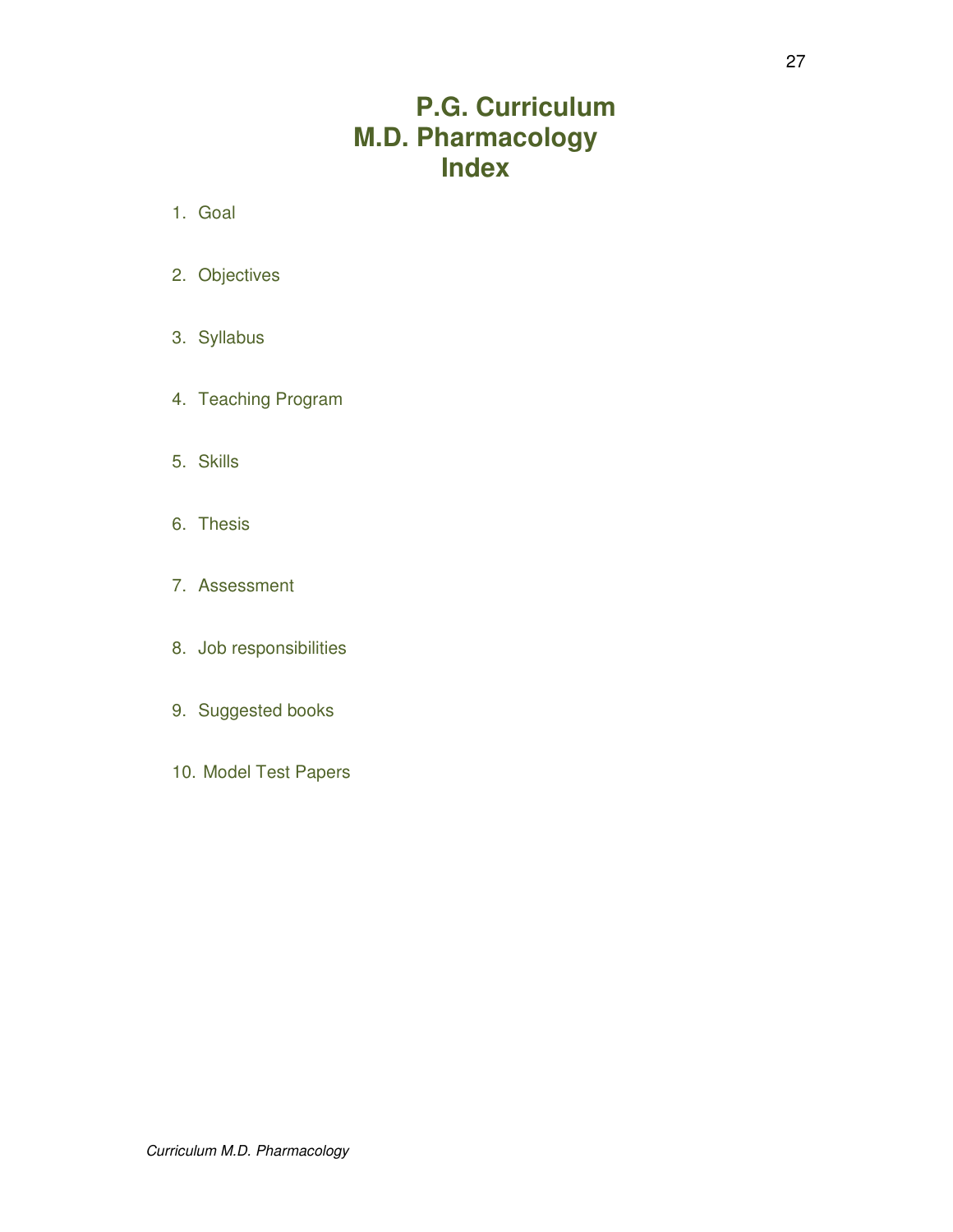# P.G. Curriculum
# M.D. Pharmacology
# Index

1. Goal
2. Objectives
3. Syllabus
4. Teaching Program
5. Skills
6. Thesis
7. Assessment
8. Job responsibilities
9. Suggested books
10. Model Test Papers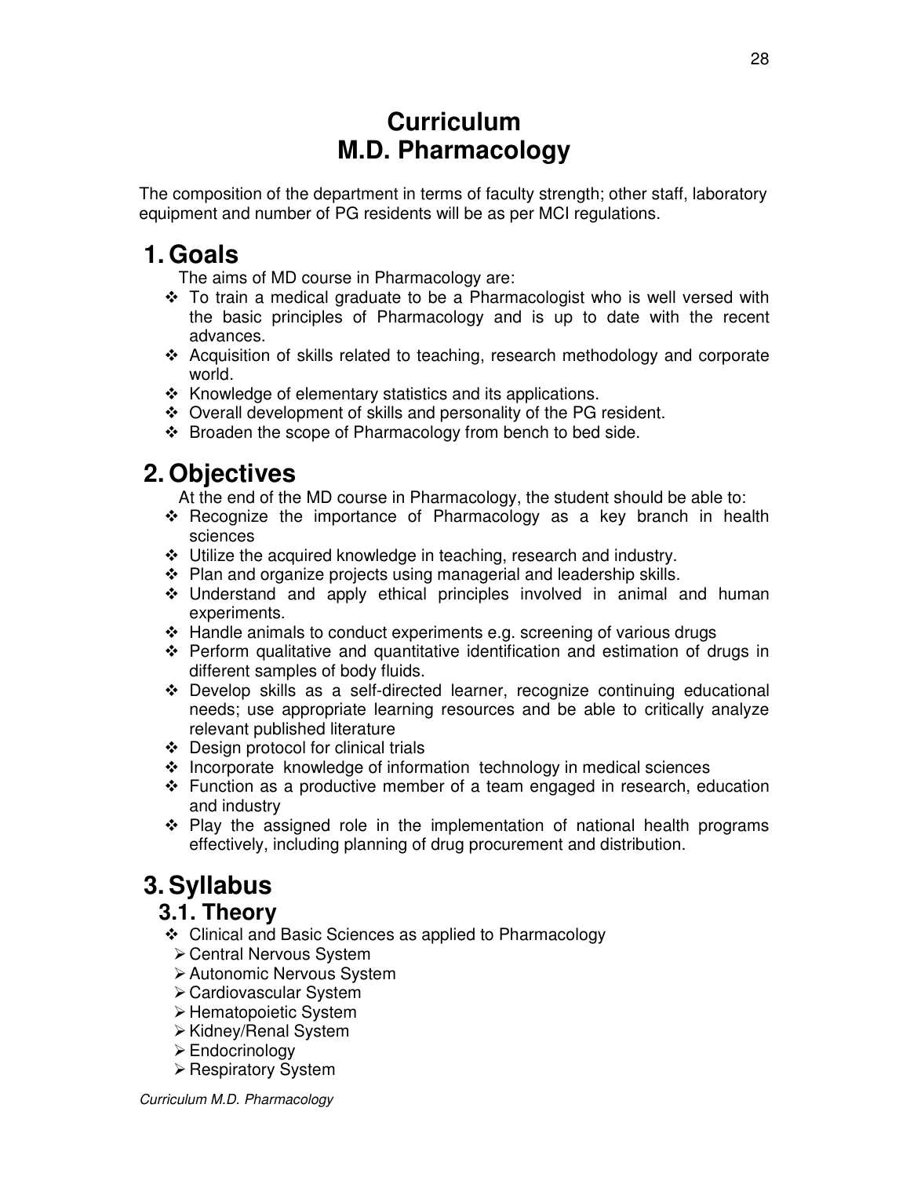# Curriculum
# M.D. Pharmacology

The composition of the department in terms of faculty strength; other staff, laboratory equipment and number of PG residents will be as per MCI regulations.

## 1. Goals

The aims of MD course in Pharmacology are:

- To train a medical graduate to be a Pharmacologist who is well versed with the basic principles of Pharmacology and is up to date with the recent advances.
- Acquisition of skills related to teaching, research methodology and corporate world.
- Knowledge of elementary statistics and its applications.
- Overall development of skills and personality of the PG resident.
- Broaden the scope of Pharmacology from bench to bed side.

## 2. Objectives

At the end of the MD course in Pharmacology, the student should be able to:

- Recognize the importance of Pharmacology as a key branch in health sciences
- Utilize the acquired knowledge in teaching, research and industry.
- Plan and organize projects using managerial and leadership skills.
- Understand and apply ethical principles involved in animal and human experiments.
- Handle animals to conduct experiments e.g. screening of various drugs
- Perform qualitative and quantitative identification and estimation of drugs in different samples of body fluids.
- Develop skills as a self-directed learner, recognize continuing educational needs; use appropriate learning resources and be able to critically analyze relevant published literature
- Design protocol for clinical trials
- Incorporate knowledge of information technology in medical sciences
- Function as a productive member of a team engaged in research, education and industry
- Play the assigned role in the implementation of national health programs effectively, including planning of drug procurement and distribution.

## 3. Syllabus

### 3.1. Theory

- Clinical and Basic Sciences as applied to Pharmacology
  - Central Nervous System
  - Autonomic Nervous System
  - Cardiovascular System
  - Hematopoietic System
  - Kidney/Renal System
  - Endocrinology
  - Respiratory System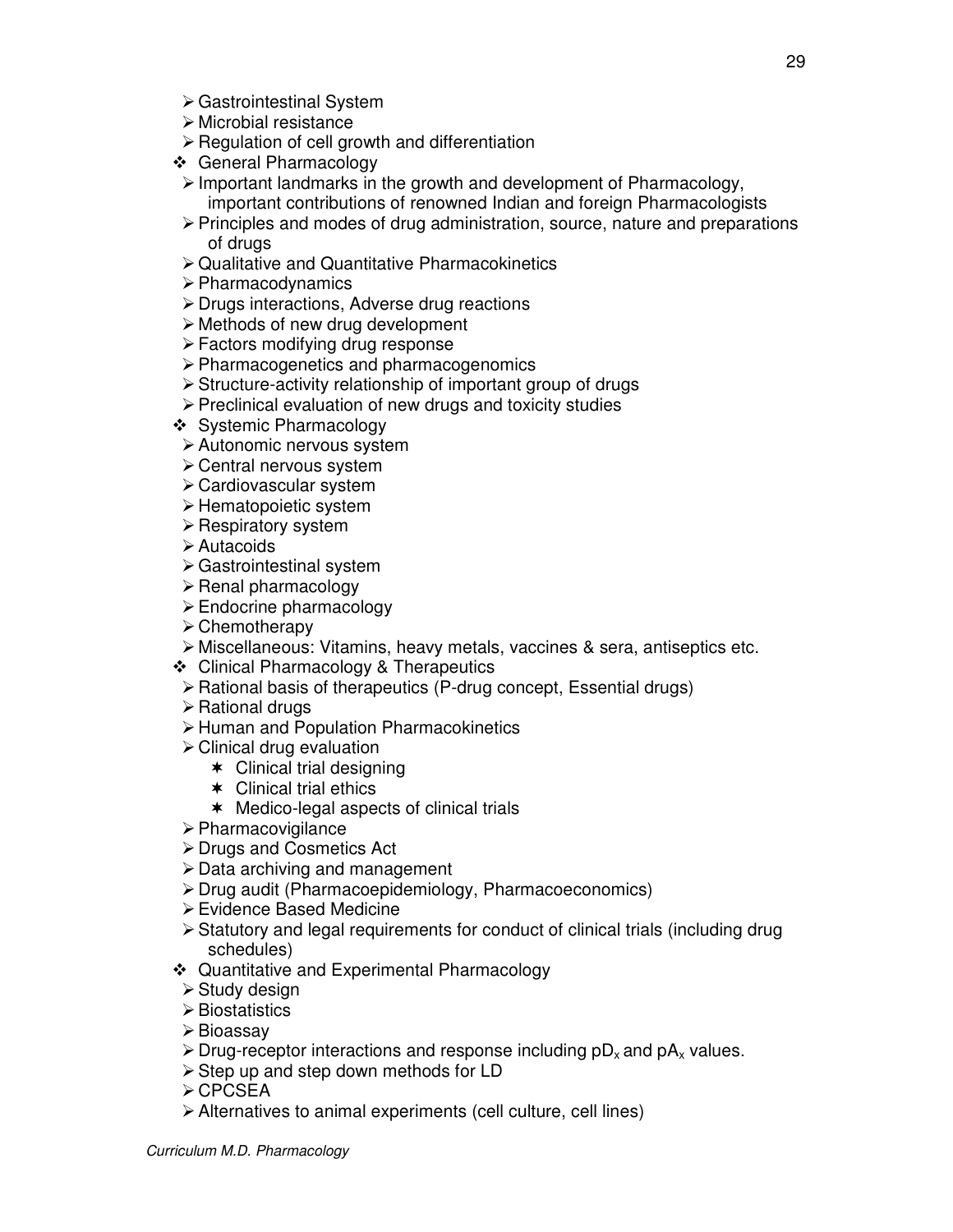- Gastrointestinal System
- Microbial resistance
- Regulation of cell growth and differentiation

- General Pharmacology
  - Important landmarks in the growth and development of Pharmacology, important contributions of renowned Indian and foreign Pharmacologists
  - Principles and modes of drug administration, source, nature and preparations of drugs
  - Qualitative and Quantitative Pharmacokinetics
  - Pharmacodynamics
  - Drugs interactions, Adverse drug reactions
  - Methods of new drug development
  - Factors modifying drug response
  - Pharmacogenetics and pharmacogenomics
  - Structure-activity relationship of important group of drugs
  - Preclinical evaluation of new drugs and toxicity studies
- Systemic Pharmacology
  - Autonomic nervous system
  - Central nervous system
  - Cardiovascular system
  - Hematopoietic system
  - Respiratory system
  - Autacoids
  - Gastrointestinal system
  - Renal pharmacology
  - Endocrine pharmacology
  - Chemotherapy
  - Miscellaneous: Vitamins, heavy metals, vaccines & sera, antiseptics etc.
- Clinical Pharmacology & Therapeutics
  - Rational basis of therapeutics (P-drug concept, Essential drugs)
  - Rational drugs
  - Human and Population Pharmacokinetics
  - Clinical drug evaluation
    - Clinical trial designing
    - Clinical trial ethics
    - Medico-legal aspects of clinical trials
  - Pharmacovigilance
  - Drugs and Cosmetics Act
  - Data archiving and management
  - Drug audit (Pharmacoepidemiology, Pharmacoeconomics)
  - Evidence Based Medicine
  - Statutory and legal requirements for conduct of clinical trials (including drug schedules)
- Quantitative and Experimental Pharmacology
  - Study design
  - Biostatistics
  - Bioassay
  - Drug-receptor interactions and response including $pD_x$ and $pA_x$ values.
  - Step up and step down methods for LD
  - CPCSEA
  - Alternatives to animal experiments (cell culture, cell lines)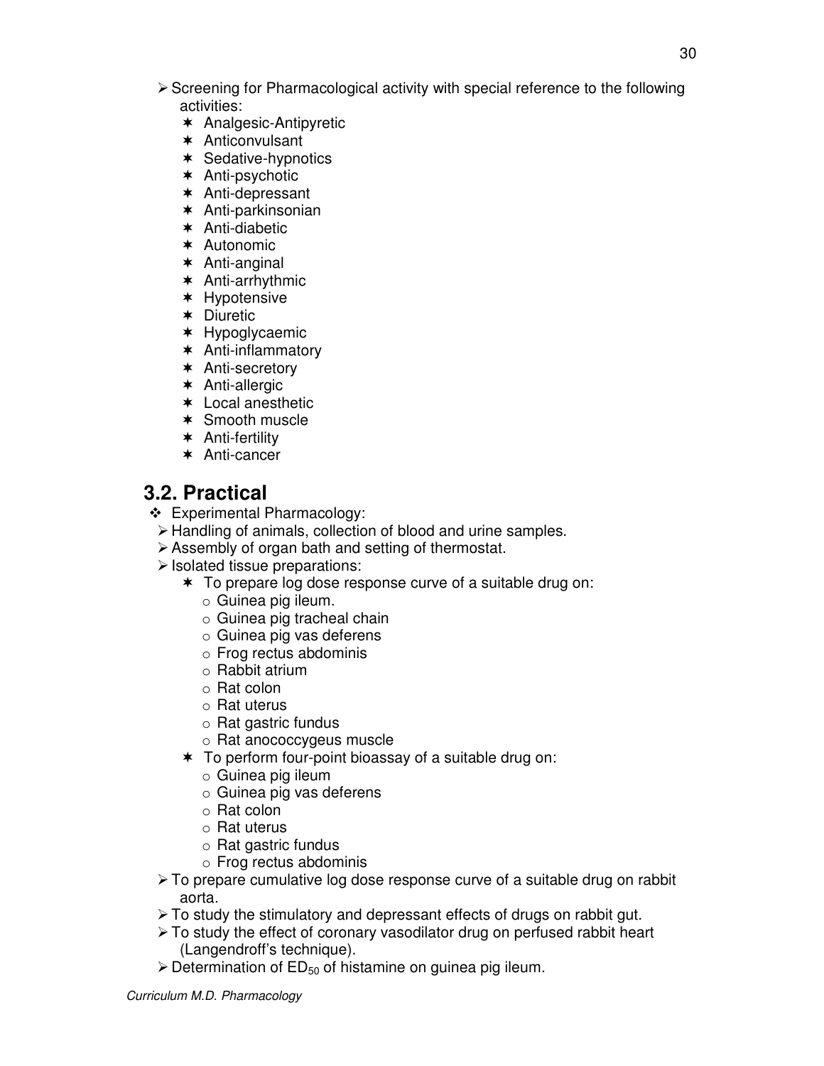- Screening for Pharmacological activity with special reference to the following activities:
  - Analgesic-Antipyretic
  - Anticonvulsant
  - Sedative-hypnotics
  - Anti-psychotic
  - Anti-depressant
  - Anti-parkinsonian
  - Anti-diabetic
  - Autonomic
  - Anti-anginal
  - Anti-arrhythmic
  - Hypotensive
  - Diuretic
  - Hypoglycaemic
  - Anti-inflammatory
  - Anti-secretory
  - Anti-allergic
  - Local anesthetic
  - Smooth muscle
  - Anti-fertility
  - Anti-cancer

## 3.2. Practical

- Experimental Pharmacology:
  - Handling of animals, collection of blood and urine samples.
  - Assembly of organ bath and setting of thermostat.
  - Isolated tissue preparations:
    - To prepare log dose response curve of a suitable drug on:
      - Guinea pig ileum.
      - Guinea pig tracheal chain
      - Guinea pig vas deferens
      - Frog rectus abdominis
      - Rabbit atrium
      - Rat colon
      - Rat uterus
      - Rat gastric fundus
      - Rat anococcygeus muscle
    - To perform four-point bioassay of a suitable drug on:
      - Guinea pig ileum
      - Guinea pig vas deferens
      - Rat colon
      - Rat uterus
      - Rat gastric fundus
      - Frog rectus abdominis
  - To prepare cumulative log dose response curve of a suitable drug on rabbit aorta.
  - To study the stimulatory and depressant effects of drugs on rabbit gut.
  - To study the effect of coronary vasodilator drug on perfused rabbit heart (Langendroff's technique).
  - Determination of $ED_{50}$ of histamine on guinea pig ileum.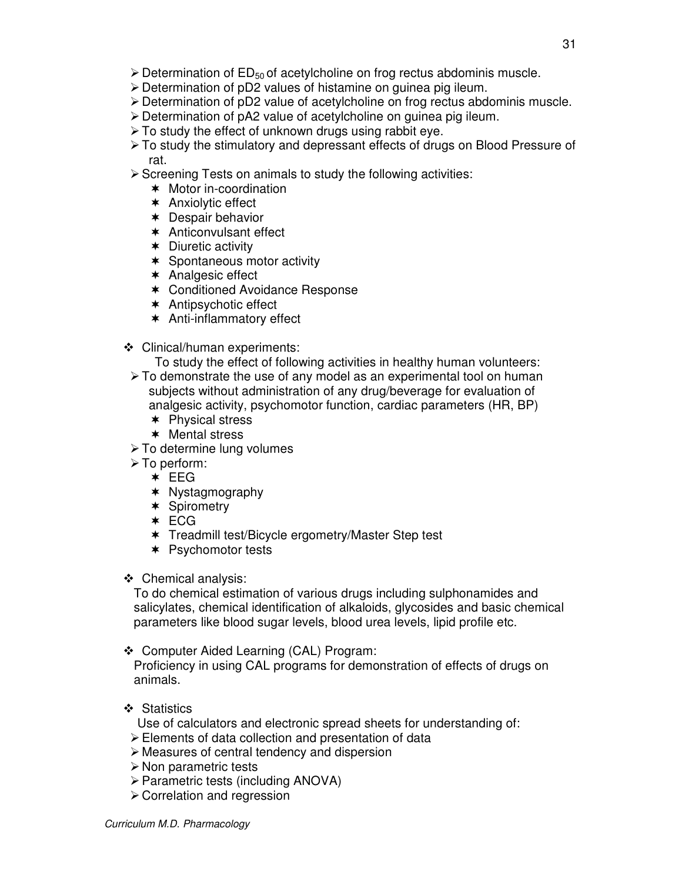- Determination of $ED_{50}$ of acetylcholine on frog rectus abdominis muscle.
- Determination of pD2 values of histamine on guinea pig ileum.
- Determination of pD2 value of acetylcholine on frog rectus abdominis muscle.
- Determination of pA2 value of acetylcholine on guinea pig ileum.
- To study the effect of unknown drugs using rabbit eye.
- To study the stimulatory and depressant effects of drugs on Blood Pressure of rat.
- Screening Tests on animals to study the following activities:
  - Motor in-coordination
  - Anxiolytic effect
  - Despair behavior
  - Anticonvulsant effect
  - Diuretic activity
  - Spontaneous motor activity
  - Analgesic effect
  - Conditioned Avoidance Response
  - Antipsychotic effect
  - Anti-inflammatory effect

- Clinical/human experiments:

  To study the effect of following activities in healthy human volunteers:

  - To demonstrate the use of any model as an experimental tool on human subjects without administration of any drug/beverage for evaluation of analgesic activity, psychomotor function, cardiac parameters (HR, BP)
    - Physical stress
    - Mental stress
  - To determine lung volumes
  - To perform:
    - EEG
    - Nystagmography
    - Spirometry
    - ECG
    - Treadmill test/Bicycle ergometry/Master Step test
    - Psychomotor tests

- Chemical analysis:

  To do chemical estimation of various drugs including sulphonamides and salicylates, chemical identification of alkaloids, glycosides and basic chemical parameters like blood sugar levels, blood urea levels, lipid profile etc.

- Computer Aided Learning (CAL) Program:

  Proficiency in using CAL programs for demonstration of effects of drugs on animals.

- Statistics

  Use of calculators and electronic spread sheets for understanding of:

  - Elements of data collection and presentation of data
  - Measures of central tendency and dispersion
  - Non parametric tests
  - Parametric tests (including ANOVA)
  - Correlation and regression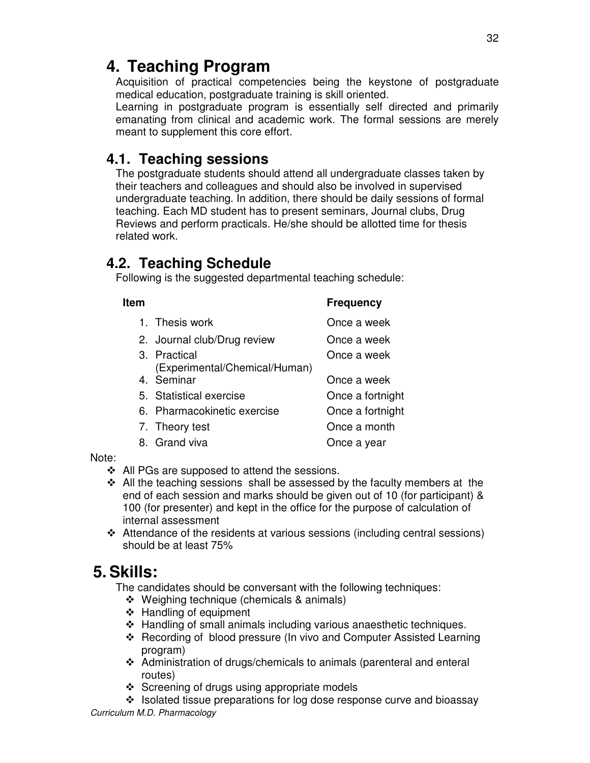# 4. Teaching Program

Acquisition of practical competencies being the keystone of postgraduate medical education, postgraduate training is skill oriented.

Learning in postgraduate program is essentially self directed and primarily emanating from clinical and academic work. The formal sessions are merely meant to supplement this core effort.

## 4.1. Teaching sessions

The postgraduate students should attend all undergraduate classes taken by their teachers and colleagues and should also be involved in supervised undergraduate teaching. In addition, there should be daily sessions of formal teaching. Each MD student has to present seminars, Journal clubs, Drug Reviews and perform practicals. He/she should be allotted time for thesis related work.

## 4.2. Teaching Schedule

Following is the suggested departmental teaching schedule:

| Item | Frequency |
|---|---|
| 1. Thesis work | Once a week |
| 2. Journal club/Drug review | Once a week |
| 3. Practical (Experimental/Chemical/Human) | Once a week |
| 4. Seminar | Once a week |
| 5. Statistical exercise | Once a fortnight |
| 6. Pharmacokinetic exercise | Once a fortnight |
| 7. Theory test | Once a month |
| 8. Grand viva | Once a year |

Note:

- All PGs are supposed to attend the sessions.
- All the teaching sessions shall be assessed by the faculty members at the end of each session and marks should be given out of 10 (for participant) & 100 (for presenter) and kept in the office for the purpose of calculation of internal assessment
- Attendance of the residents at various sessions (including central sessions) should be at least 75%

# 5. Skills:

The candidates should be conversant with the following techniques:

- Weighing technique (chemicals & animals)
- Handling of equipment
- Handling of small animals including various anaesthetic techniques.
- Recording of blood pressure (In vivo and Computer Assisted Learning program)
- Administration of drugs/chemicals to animals (parenteral and enteral routes)
- Screening of drugs using appropriate models
- Isolated tissue preparations for log dose response curve and bioassay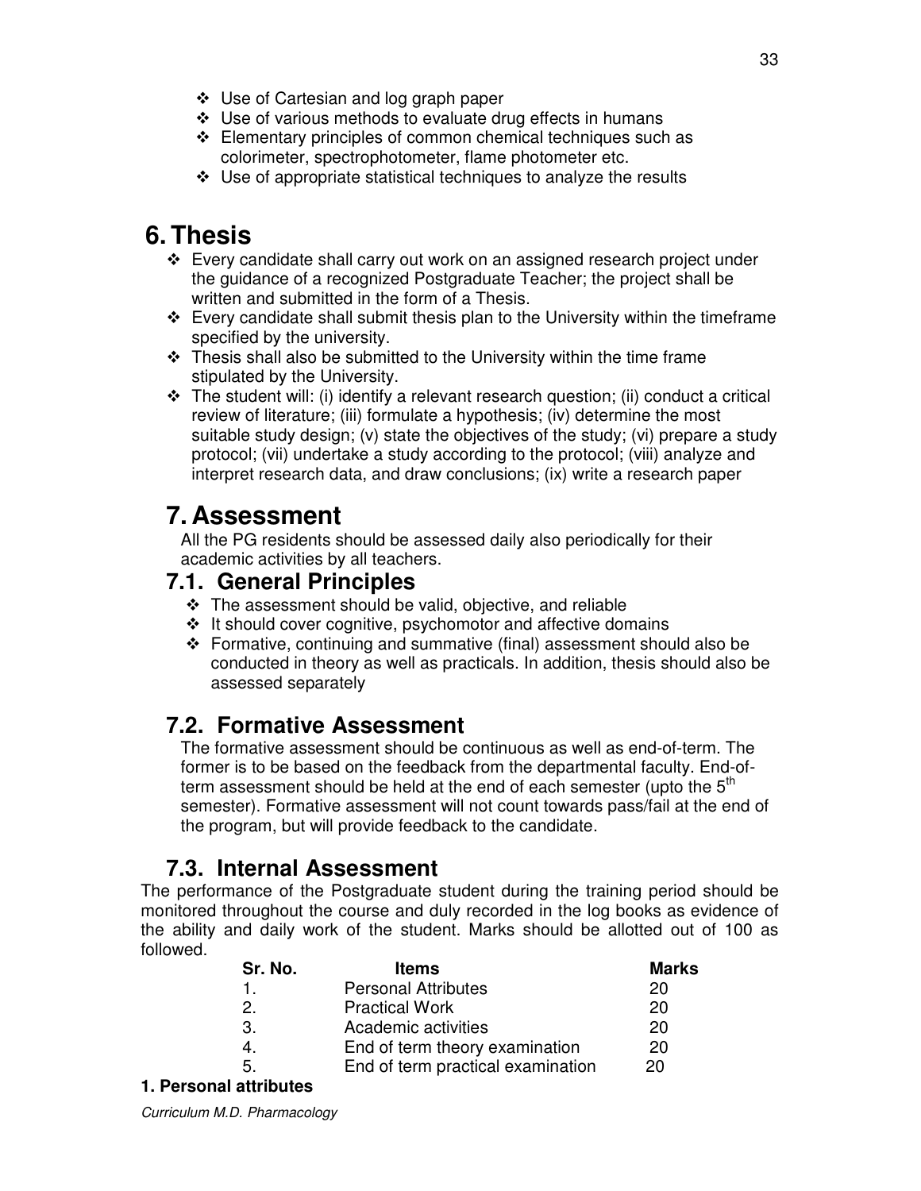- Use of Cartesian and log graph paper
- Use of various methods to evaluate drug effects in humans
- Elementary principles of common chemical techniques such as colorimeter, spectrophotometer, flame photometer etc.
- Use of appropriate statistical techniques to analyze the results

# 6. Thesis

- Every candidate shall carry out work on an assigned research project under the guidance of a recognized Postgraduate Teacher; the project shall be written and submitted in the form of a Thesis.
- Every candidate shall submit thesis plan to the University within the timeframe specified by the university.
- Thesis shall also be submitted to the University within the time frame stipulated by the University.
- The student will: (i) identify a relevant research question; (ii) conduct a critical review of literature; (iii) formulate a hypothesis; (iv) determine the most suitable study design; (v) state the objectives of the study; (vi) prepare a study protocol; (vii) undertake a study according to the protocol; (viii) analyze and interpret research data, and draw conclusions; (ix) write a research paper

# 7. Assessment

All the PG residents should be assessed daily also periodically for their academic activities by all teachers.

## 7.1. General Principles

- The assessment should be valid, objective, and reliable
- It should cover cognitive, psychomotor and affective domains
- Formative, continuing and summative (final) assessment should also be conducted in theory as well as practicals. In addition, thesis should also be assessed separately

## 7.2. Formative Assessment

The formative assessment should be continuous as well as end-of-term. The former is to be based on the feedback from the departmental faculty. End-of-term assessment should be held at the end of each semester (upto the 5th semester). Formative assessment will not count towards pass/fail at the end of the program, but will provide feedback to the candidate.

## 7.3. Internal Assessment

The performance of the Postgraduate student during the training period should be monitored throughout the course and duly recorded in the log books as evidence of the ability and daily work of the student. Marks should be allotted out of 100 as followed.

| Sr. No. | Items | Marks |
|---|---|---|
| 1. | Personal Attributes | 20 |
| 2. | Practical Work | 20 |
| 3. | Academic activities | 20 |
| 4. | End of term theory examination | 20 |
| 5. | End of term practical examination | 20 |

**1. Personal attributes**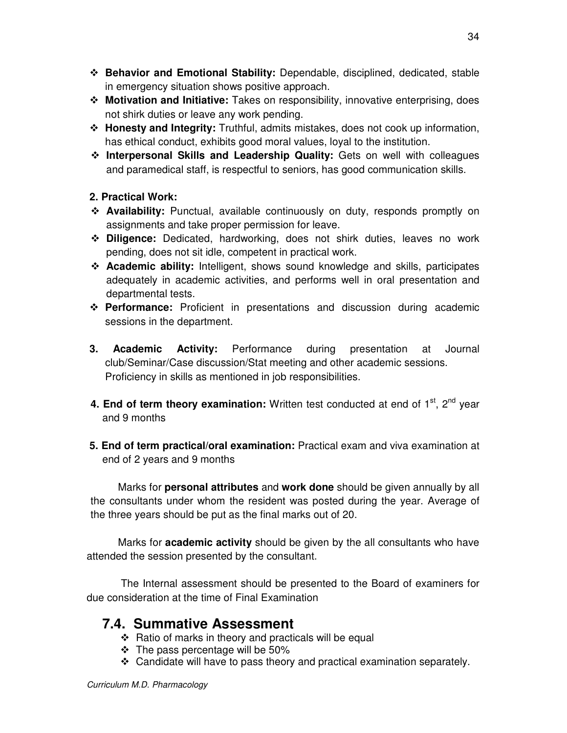- **Behavior and Emotional Stability:** Dependable, disciplined, dedicated, stable in emergency situation shows positive approach.
- **Motivation and Initiative:** Takes on responsibility, innovative enterprising, does not shirk duties or leave any work pending.
- **Honesty and Integrity:** Truthful, admits mistakes, does not cook up information, has ethical conduct, exhibits good moral values, loyal to the institution.
- **Interpersonal Skills and Leadership Quality:** Gets on well with colleagues and paramedical staff, is respectful to seniors, has good communication skills.

**2. Practical Work:**

- **Availability:** Punctual, available continuously on duty, responds promptly on assignments and take proper permission for leave.
- **Diligence:** Dedicated, hardworking, does not shirk duties, leaves no work pending, does not sit idle, competent in practical work.
- **Academic ability:** Intelligent, shows sound knowledge and skills, participates adequately in academic activities, and performs well in oral presentation and departmental tests.
- **Performance:** Proficient in presentations and discussion during academic sessions in the department.

**3. Academic Activity:** Performance during presentation at Journal club/Seminar/Case discussion/Stat meeting and other academic sessions. Proficiency in skills as mentioned in job responsibilities.

**4. End of term theory examination:** Written test conducted at end of 1st, 2nd year and 9 months

**5. End of term practical/oral examination:** Practical exam and viva examination at end of 2 years and 9 months

Marks for **personal attributes** and **work done** should be given annually by all the consultants under whom the resident was posted during the year. Average of the three years should be put as the final marks out of 20.

Marks for **academic activity** should be given by the all consultants who have attended the session presented by the consultant.

The Internal assessment should be presented to the Board of examiners for due consideration at the time of Final Examination

## 7.4. Summative Assessment

- Ratio of marks in theory and practicals will be equal
- The pass percentage will be 50%
- Candidate will have to pass theory and practical examination separately.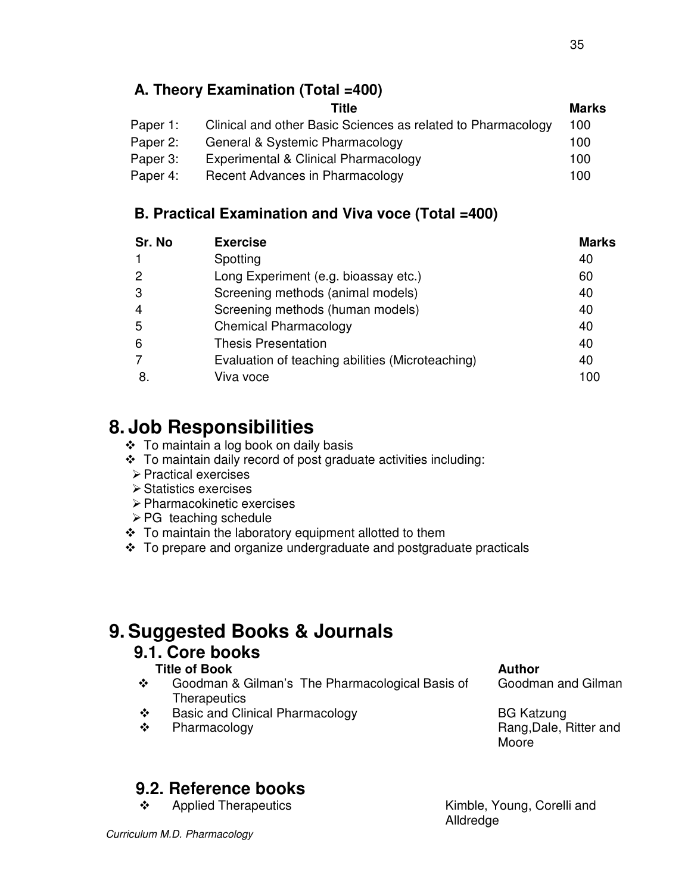### A. Theory Examination (Total =400)

| | Title | Marks |
|---|---|---|
| Paper 1: | Clinical and other Basic Sciences as related to Pharmacology | 100 |
| Paper 2: | General & Systemic Pharmacology | 100 |
| Paper 3: | Experimental & Clinical Pharmacology | 100 |
| Paper 4: | Recent Advances in Pharmacology | 100 |

### B. Practical Examination and Viva voce (Total =400)

| Sr. No | Exercise | Marks |
|---|---|---|
| 1 | Spotting | 40 |
| 2 | Long Experiment (e.g. bioassay etc.) | 60 |
| 3 | Screening methods (animal models) | 40 |
| 4 | Screening methods (human models) | 40 |
| 5 | Chemical Pharmacology | 40 |
| 6 | Thesis Presentation | 40 |
| 7 | Evaluation of teaching abilities (Microteaching) | 40 |
| 8. | Viva voce | 100 |

# 8. Job Responsibilities

- To maintain a log book on daily basis
- To maintain daily record of post graduate activities including:
  - Practical exercises
  - Statistics exercises
  - Pharmacokinetic exercises
  - PG teaching schedule
- To maintain the laboratory equipment allotted to them
- To prepare and organize undergraduate and postgraduate practicals

# 9. Suggested Books & Journals

## 9.1. Core books

| Title of Book | Author |
|---|---|
| Goodman & Gilman's The Pharmacological Basis of Therapeutics | Goodman and Gilman |
| Basic and Clinical Pharmacology | BG Katzung |
| Pharmacology | Rang,Dale, Ritter and Moore |

## 9.2. Reference books

| Title of Book | Author |
|---|---|
| Applied Therapeutics | Kimble, Young, Corelli and Alldredge |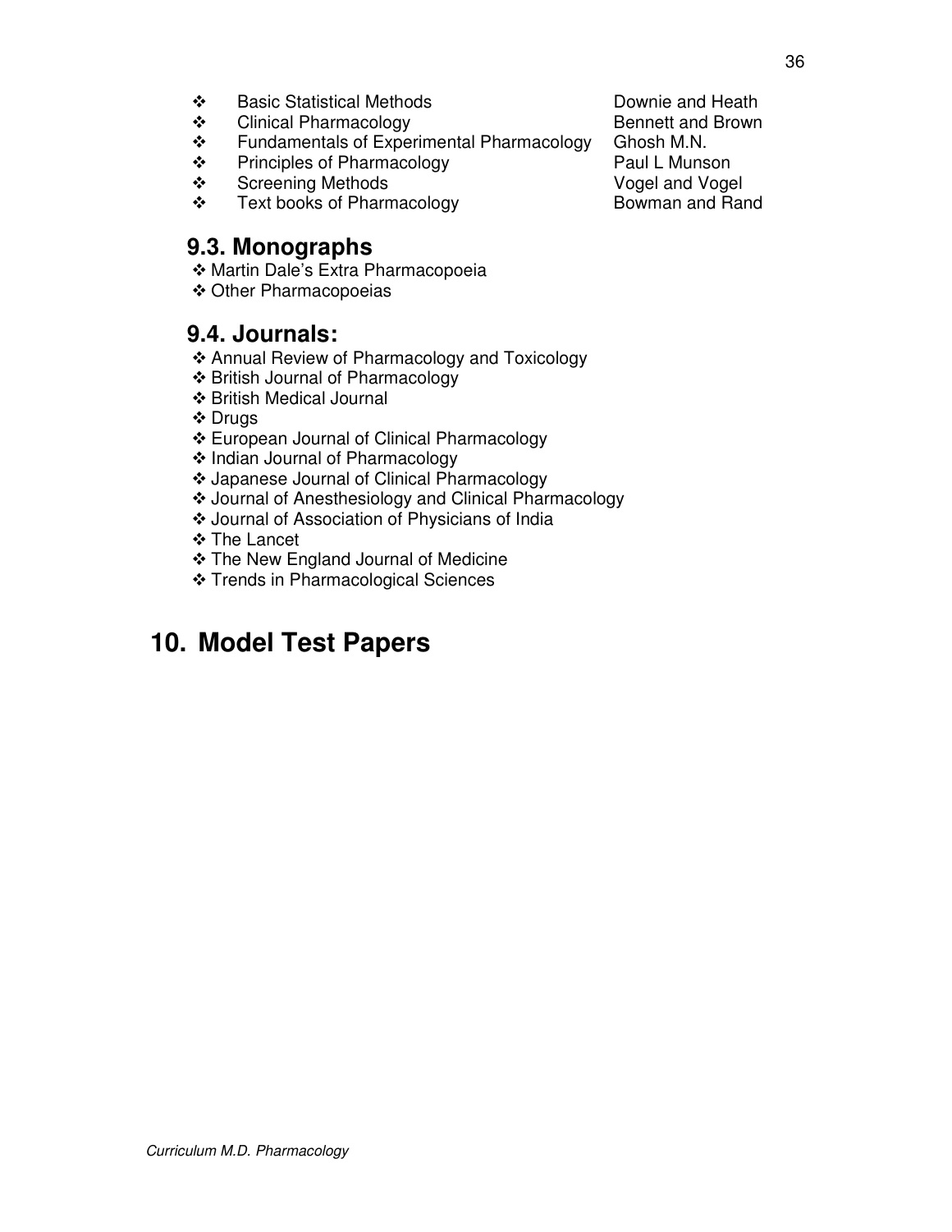- Basic Statistical Methods — Downie and Heath
- Clinical Pharmacology — Bennett and Brown
- Fundamentals of Experimental Pharmacology — Ghosh M.N.
- Principles of Pharmacology — Paul L Munson
- Screening Methods — Vogel and Vogel
- Text books of Pharmacology — Bowman and Rand

## 9.3. Monographs

- Martin Dale's Extra Pharmacopoeia
- Other Pharmacopoeias

## 9.4. Journals:

- Annual Review of Pharmacology and Toxicology
- British Journal of Pharmacology
- British Medical Journal
- Drugs
- European Journal of Clinical Pharmacology
- Indian Journal of Pharmacology
- Japanese Journal of Clinical Pharmacology
- Journal of Anesthesiology and Clinical Pharmacology
- Journal of Association of Physicians of India
- The Lancet
- The New England Journal of Medicine
- Trends in Pharmacological Sciences

# 10. Model Test Papers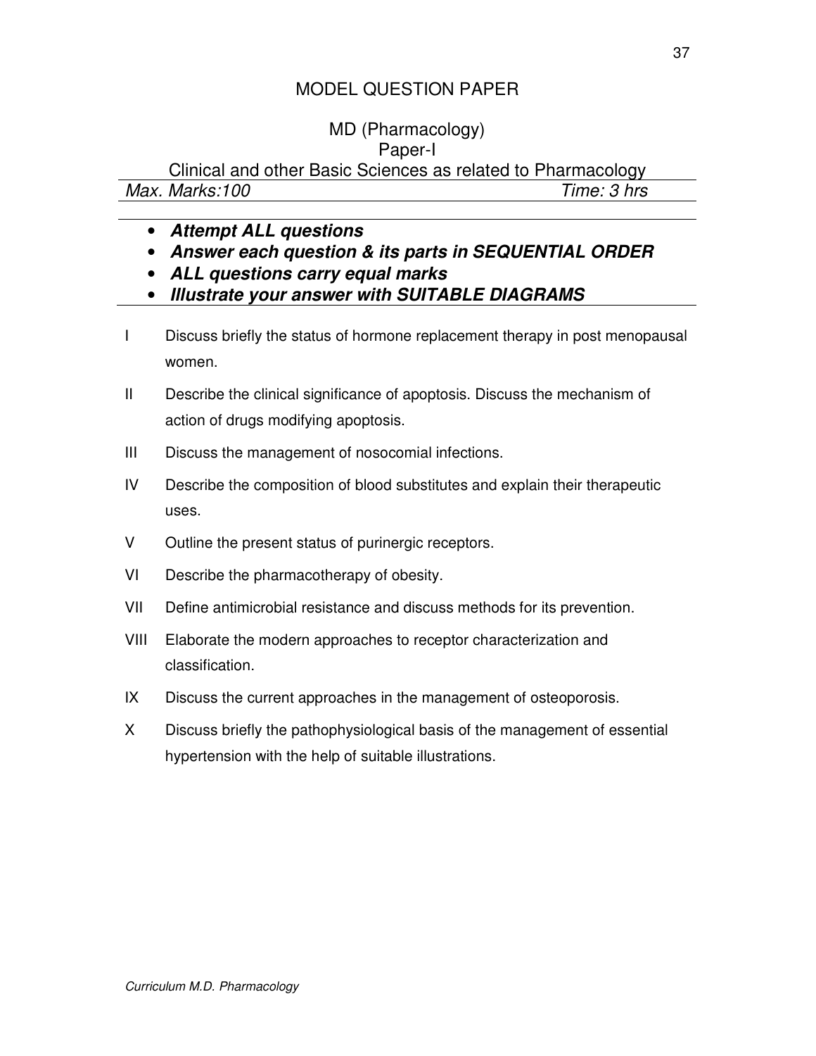# MODEL QUESTION PAPER

## MD (Pharmacology)

## Paper-I

### Clinical and other Basic Sciences as related to Pharmacology

*Max. Marks:100* *Time: 3 hrs*

- ***Attempt ALL questions***
- ***Answer each question & its parts in SEQUENTIAL ORDER***
- ***ALL questions carry equal marks***
- ***Illustrate your answer with SUITABLE DIAGRAMS***

I Discuss briefly the status of hormone replacement therapy in post menopausal women.

II Describe the clinical significance of apoptosis. Discuss the mechanism of action of drugs modifying apoptosis.

III Discuss the management of nosocomial infections.

IV Describe the composition of blood substitutes and explain their therapeutic uses.

V Outline the present status of purinergic receptors.

VI Describe the pharmacotherapy of obesity.

VII Define antimicrobial resistance and discuss methods for its prevention.

VIII Elaborate the modern approaches to receptor characterization and classification.

IX Discuss the current approaches in the management of osteoporosis.

X Discuss briefly the pathophysiological basis of the management of essential hypertension with the help of suitable illustrations.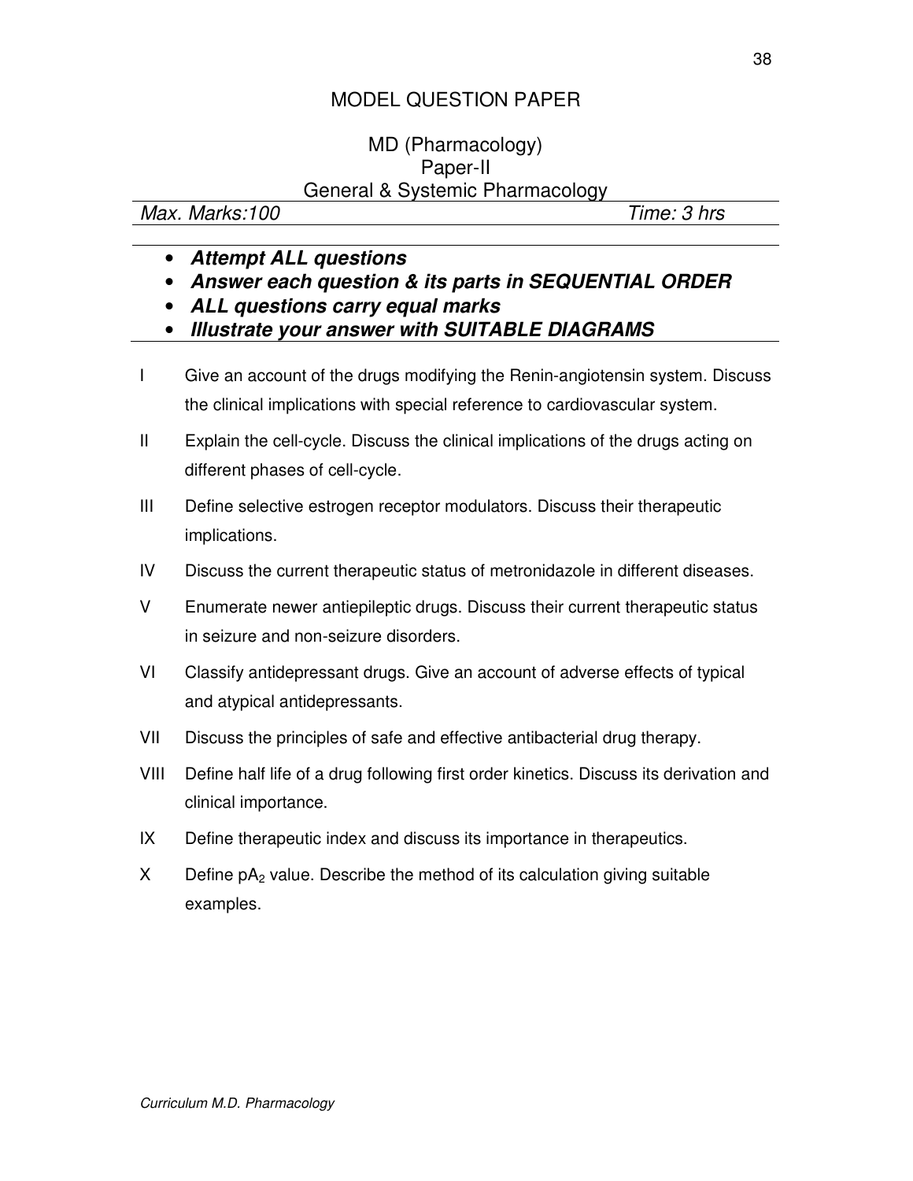# MODEL QUESTION PAPER

## MD (Pharmacology)
## Paper-II
## General & Systemic Pharmacology

*Max. Marks:100* *Time: 3 hrs*

- ***Attempt ALL questions***
- ***Answer each question & its parts in SEQUENTIAL ORDER***
- ***ALL questions carry equal marks***
- ***Illustrate your answer with SUITABLE DIAGRAMS***

I Give an account of the drugs modifying the Renin-angiotensin system. Discuss the clinical implications with special reference to cardiovascular system.

II Explain the cell-cycle. Discuss the clinical implications of the drugs acting on different phases of cell-cycle.

III Define selective estrogen receptor modulators. Discuss their therapeutic implications.

IV Discuss the current therapeutic status of metronidazole in different diseases.

V Enumerate newer antiepileptic drugs. Discuss their current therapeutic status in seizure and non-seizure disorders.

VI Classify antidepressant drugs. Give an account of adverse effects of typical and atypical antidepressants.

VII Discuss the principles of safe and effective antibacterial drug therapy.

VIII Define half life of a drug following first order kinetics. Discuss its derivation and clinical importance.

IX Define therapeutic index and discuss its importance in therapeutics.

X Define $pA_2$ value. Describe the method of its calculation giving suitable examples.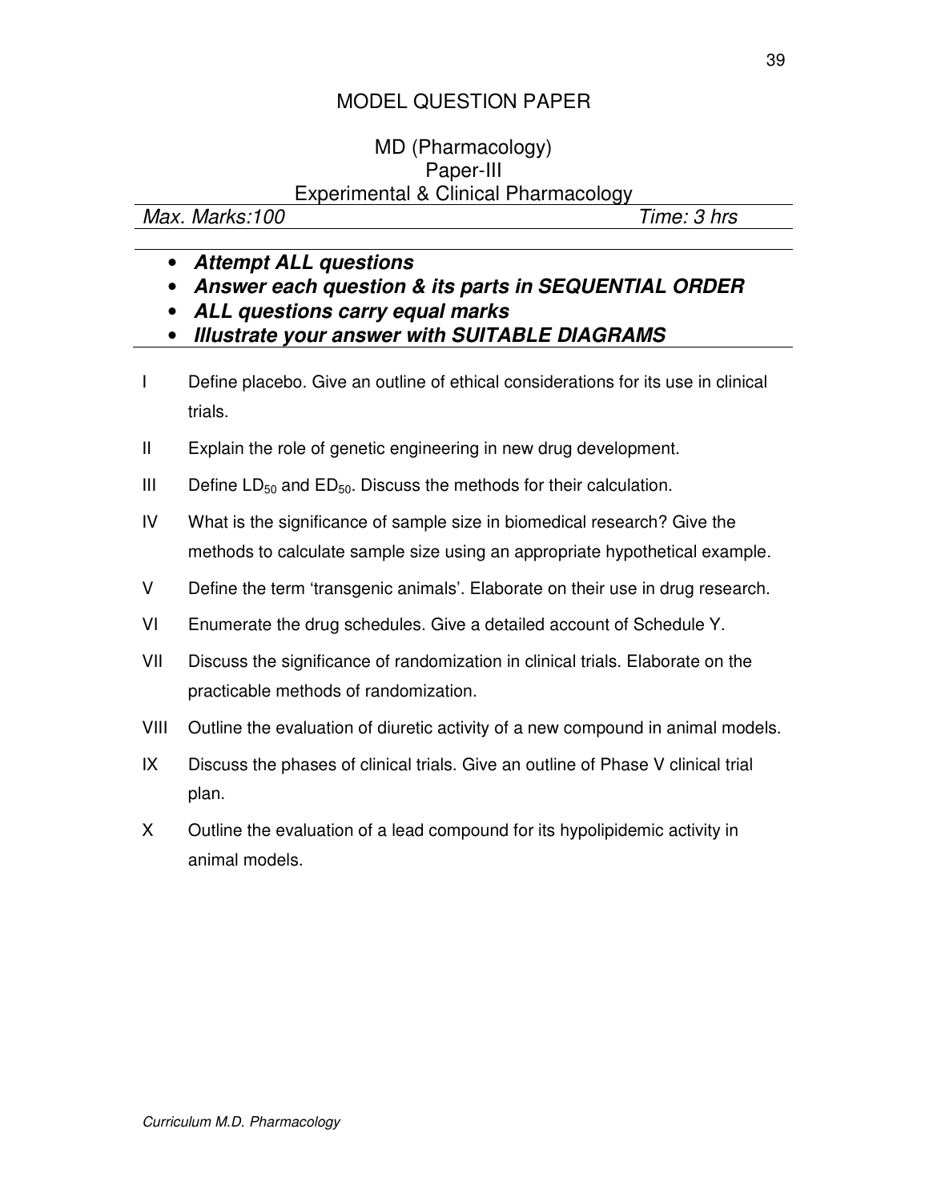# MODEL QUESTION PAPER

## MD (Pharmacology)
## Paper-III
## Experimental & Clinical Pharmacology

*Max. Marks:100* *Time: 3 hrs*

- ***Attempt ALL questions***
- ***Answer each question & its parts in SEQUENTIAL ORDER***
- ***ALL questions carry equal marks***
- ***Illustrate your answer with SUITABLE DIAGRAMS***

I Define placebo. Give an outline of ethical considerations for its use in clinical trials.

II Explain the role of genetic engineering in new drug development.

III Define $LD_{50}$ and $ED_{50}$. Discuss the methods for their calculation.

IV What is the significance of sample size in biomedical research? Give the methods to calculate sample size using an appropriate hypothetical example.

V Define the term 'transgenic animals'. Elaborate on their use in drug research.

VI Enumerate the drug schedules. Give a detailed account of Schedule Y.

VII Discuss the significance of randomization in clinical trials. Elaborate on the practicable methods of randomization.

VIII Outline the evaluation of diuretic activity of a new compound in animal models.

IX Discuss the phases of clinical trials. Give an outline of Phase V clinical trial plan.

X Outline the evaluation of a lead compound for its hypolipidemic activity in animal models.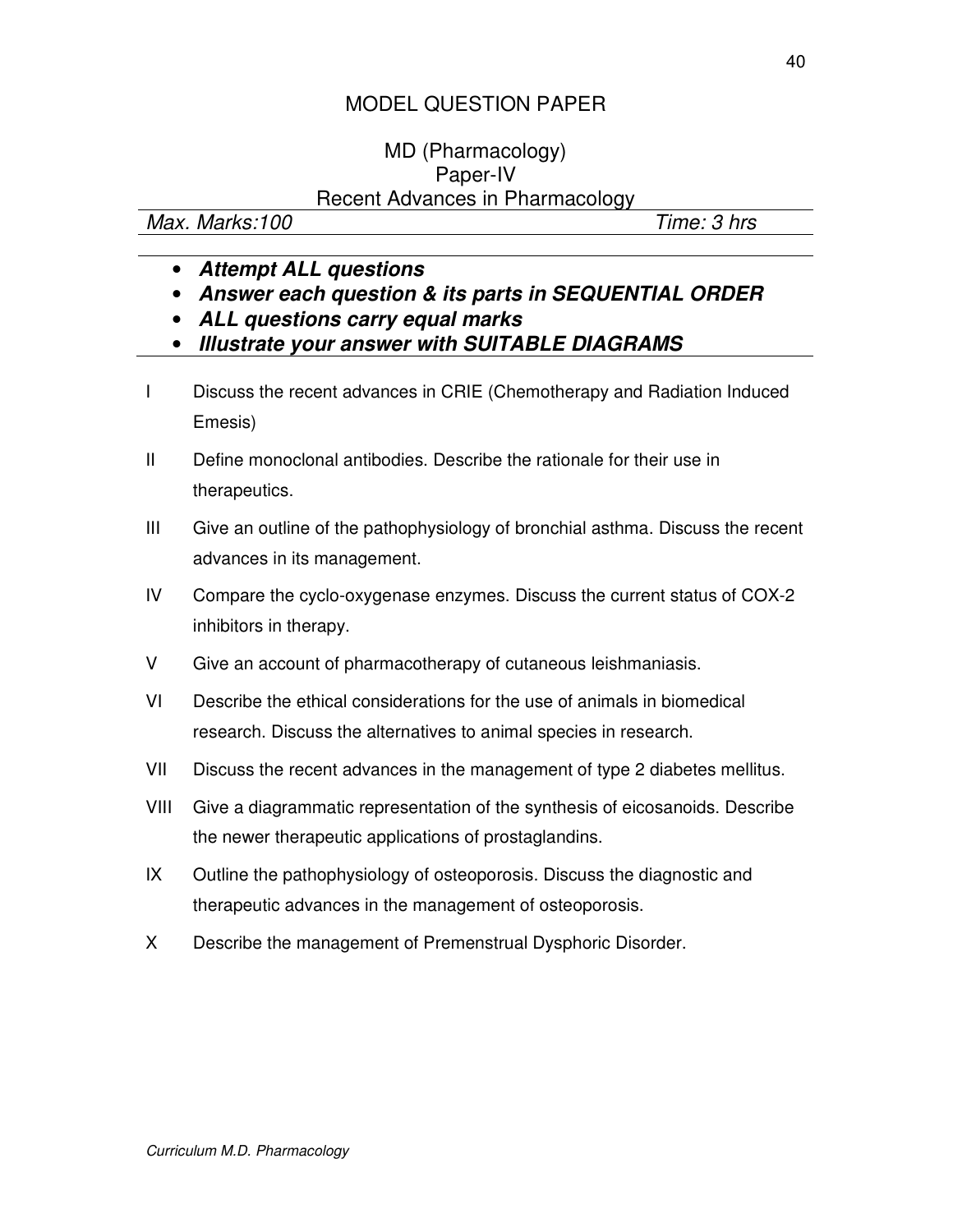# MODEL QUESTION PAPER

## MD (Pharmacology)
## Paper-IV
## Recent Advances in Pharmacology

*Max. Marks:100* *Time: 3 hrs*

- ***Attempt ALL questions***
- ***Answer each question & its parts in SEQUENTIAL ORDER***
- ***ALL questions carry equal marks***
- ***Illustrate your answer with SUITABLE DIAGRAMS***

I Discuss the recent advances in CRIE (Chemotherapy and Radiation Induced Emesis)

II Define monoclonal antibodies. Describe the rationale for their use in therapeutics.

III Give an outline of the pathophysiology of bronchial asthma. Discuss the recent advances in its management.

IV Compare the cyclo-oxygenase enzymes. Discuss the current status of COX-2 inhibitors in therapy.

V Give an account of pharmacotherapy of cutaneous leishmaniasis.

VI Describe the ethical considerations for the use of animals in biomedical research. Discuss the alternatives to animal species in research.

VII Discuss the recent advances in the management of type 2 diabetes mellitus.

VIII Give a diagrammatic representation of the synthesis of eicosanoids. Describe the newer therapeutic applications of prostaglandins.

IX Outline the pathophysiology of osteoporosis. Discuss the diagnostic and therapeutic advances in the management of osteoporosis.

X Describe the management of Premenstrual Dysphoric Disorder.